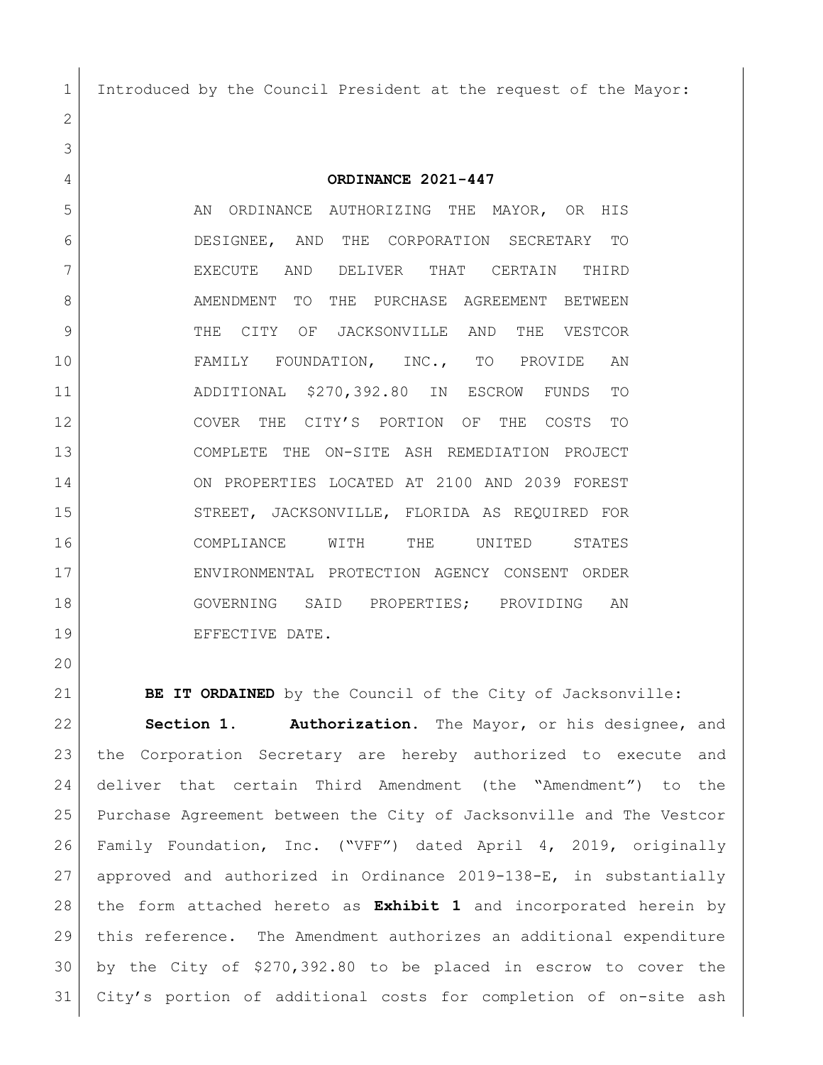Introduced by the Council President at the request of the Mayor:

# ORDINANCE 2021-447

AN ORDINANCE AUTHORIZING THE MAYOR, OR HIS DESIGNEE, AND THE CORPORATION SECRETARY TO EXECUTE AND DELIVER THAT CERTAIN THIRD AMENDMENT TO THE PURCHASE AGREEMENT BETWEEN THE CITY OF JACKSONVILLE AND THE VESTCOR FAMILY FOUNDATION, INC., TO PROVIDE AN ADDITIONAL $270,392.80 IN ESCROW FUNDS TO COVER THE CITY'S PORTION OF THE COSTS TO COMPLETE THE ON-SITE ASH REMEDIATION PROJECT ON PROPERTIES LOCATED AT 2100 AND 2039 FOREST STREET, JACKSONVILLE, FLORIDA AS REQUIRED FOR COMPLIANCE WITH THE UNITED STATES ENVIRONMENTAL PROTECTION AGENCY CONSENT ORDER GOVERNING SAID PROPERTIES; PROVIDING AN EFFECTIVE DATE.

**BE IT ORDAINED** by the Council of the City of Jacksonville:

**Section 1. Authorization.** The Mayor, or his designee, and the Corporation Secretary are hereby authorized to execute and deliver that certain Third Amendment (the "Amendment") to the Purchase Agreement between the City of Jacksonville and The Vestcor Family Foundation, Inc. ("VFF") dated April 4, 2019, originally approved and authorized in Ordinance 2019-138-E, in substantially the form attached hereto as **Exhibit 1** and incorporated herein by this reference. The Amendment authorizes an additional expenditure by the City of $270,392.80 to be placed in escrow to cover the City's portion of additional costs for completion of on-site ash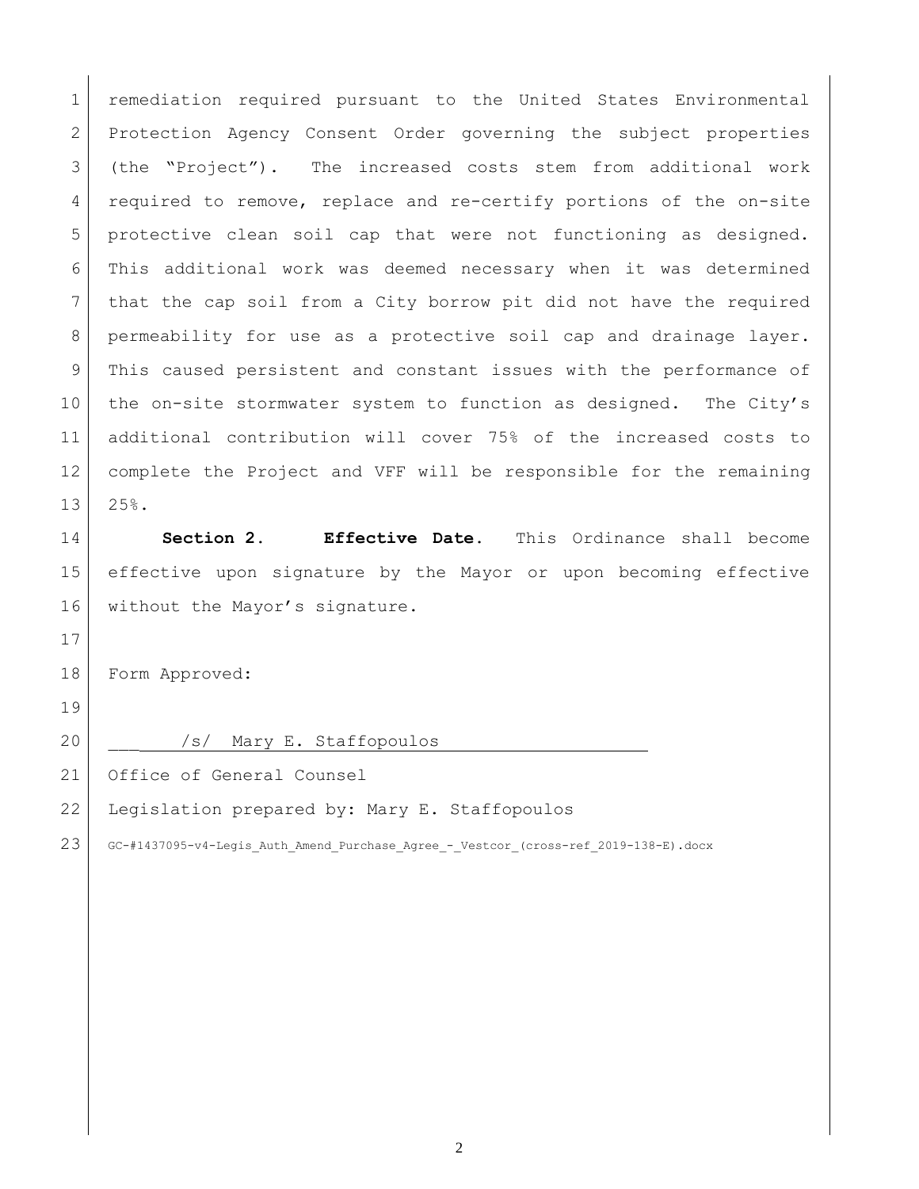remediation required pursuant to the United States Environmental Protection Agency Consent Order governing the subject properties (the "Project"). The increased costs stem from additional work required to remove, replace and re-certify portions of the on-site protective clean soil cap that were not functioning as designed. This additional work was deemed necessary when it was determined that the cap soil from a City borrow pit did not have the required permeability for use as a protective soil cap and drainage layer. This caused persistent and constant issues with the performance of the on-site stormwater system to function as designed. The City's additional contribution will cover 75% of the increased costs to complete the Project and VFF will be responsible for the remaining 25%.

**Section 2. Effective Date.** This Ordinance shall become effective upon signature by the Mayor or upon becoming effective without the Mayor's signature.

Form Approved:

/s/ Mary E. Staffopoulos

Office of General Counsel

Legislation prepared by: Mary E. Staffopoulos

GC-#1437095-v4-Legis_Auth_Amend_Purchase_Agree_-_Vestcor_(cross-ref_2019-138-E).docx